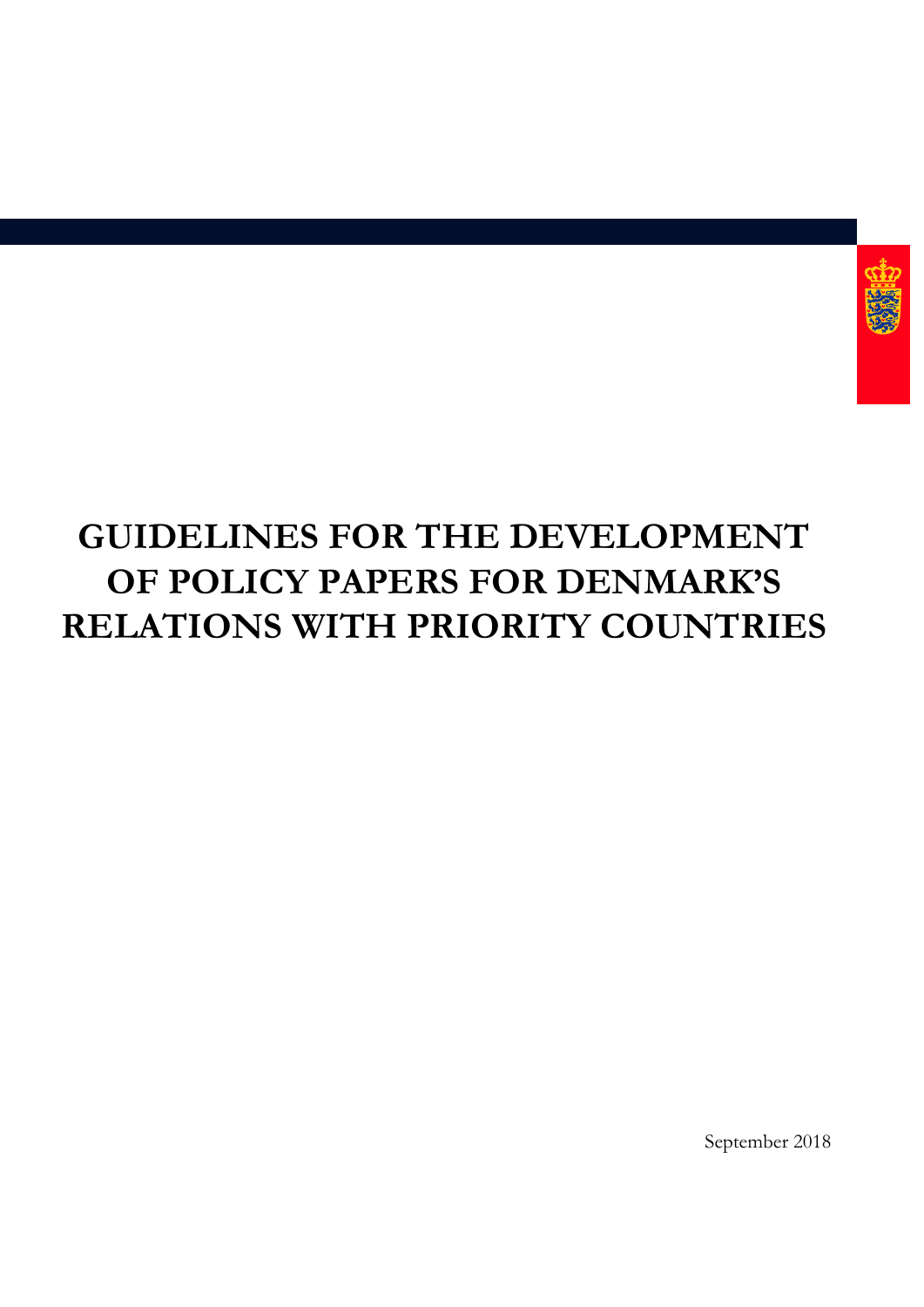# GUIDELINES FOR THE DEVELOPMENT OF POLICY PAPERS FOR DENMARK'S RELATIONS WITH PRIORITY COUNTRIES

September 2018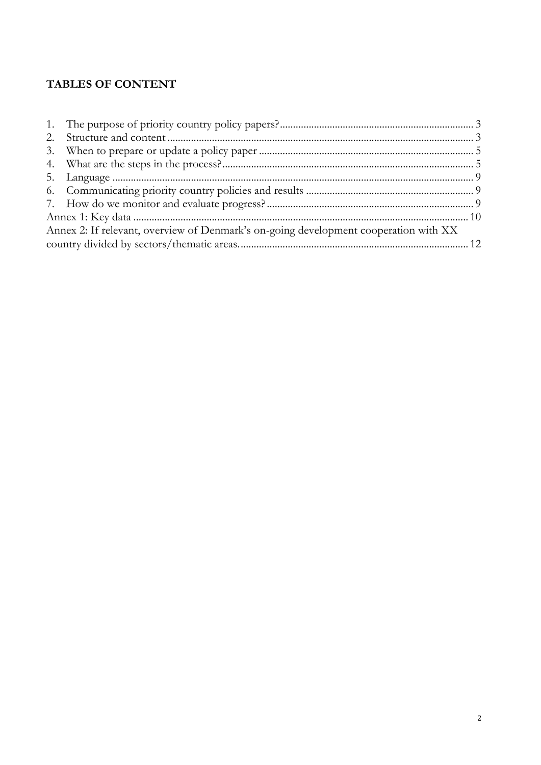## TABLES OF CONTENT

1. The purpose of priority country policy papers? ..... 3
2. Structure and content ..... 3
3. When to prepare or update a policy paper ..... 5
4. What are the steps in the process? ..... 5
5. Language ..... 9
6. Communicating priority country policies and results ..... 9
7. How do we monitor and evaluate progress? ..... 9

Annex 1: Key data ..... 10

Annex 2: If relevant, overview of Denmark's on-going development cooperation with XX country divided by sectors/thematic areas. ..... 12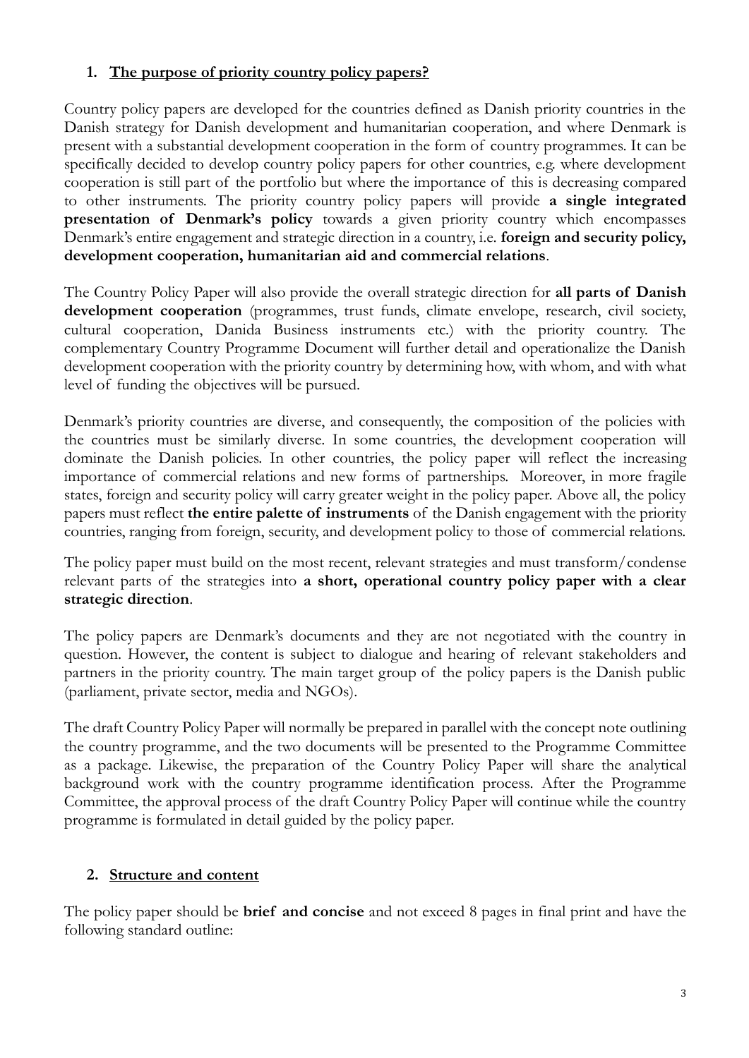## 1. The purpose of priority country policy papers?

Country policy papers are developed for the countries defined as Danish priority countries in the Danish strategy for Danish development and humanitarian cooperation, and where Denmark is present with a substantial development cooperation in the form of country programmes. It can be specifically decided to develop country policy papers for other countries, e.g. where development cooperation is still part of the portfolio but where the importance of this is decreasing compared to other instruments. The priority country policy papers will provide **a single integrated presentation of Denmark's policy** towards a given priority country which encompasses Denmark's entire engagement and strategic direction in a country, i.e. **foreign and security policy, development cooperation, humanitarian aid and commercial relations**.

The Country Policy Paper will also provide the overall strategic direction for **all parts of Danish development cooperation** (programmes, trust funds, climate envelope, research, civil society, cultural cooperation, Danida Business instruments etc.) with the priority country. The complementary Country Programme Document will further detail and operationalize the Danish development cooperation with the priority country by determining how, with whom, and with what level of funding the objectives will be pursued.

Denmark's priority countries are diverse, and consequently, the composition of the policies with the countries must be similarly diverse. In some countries, the development cooperation will dominate the Danish policies. In other countries, the policy paper will reflect the increasing importance of commercial relations and new forms of partnerships. Moreover, in more fragile states, foreign and security policy will carry greater weight in the policy paper. Above all, the policy papers must reflect **the entire palette of instruments** of the Danish engagement with the priority countries, ranging from foreign, security, and development policy to those of commercial relations.

The policy paper must build on the most recent, relevant strategies and must transform/condense relevant parts of the strategies into **a short, operational country policy paper with a clear strategic direction**.

The policy papers are Denmark's documents and they are not negotiated with the country in question. However, the content is subject to dialogue and hearing of relevant stakeholders and partners in the priority country. The main target group of the policy papers is the Danish public (parliament, private sector, media and NGOs).

The draft Country Policy Paper will normally be prepared in parallel with the concept note outlining the country programme, and the two documents will be presented to the Programme Committee as a package. Likewise, the preparation of the Country Policy Paper will share the analytical background work with the country programme identification process. After the Programme Committee, the approval process of the draft Country Policy Paper will continue while the country programme is formulated in detail guided by the policy paper.

## 2. Structure and content

The policy paper should be **brief and concise** and not exceed 8 pages in final print and have the following standard outline: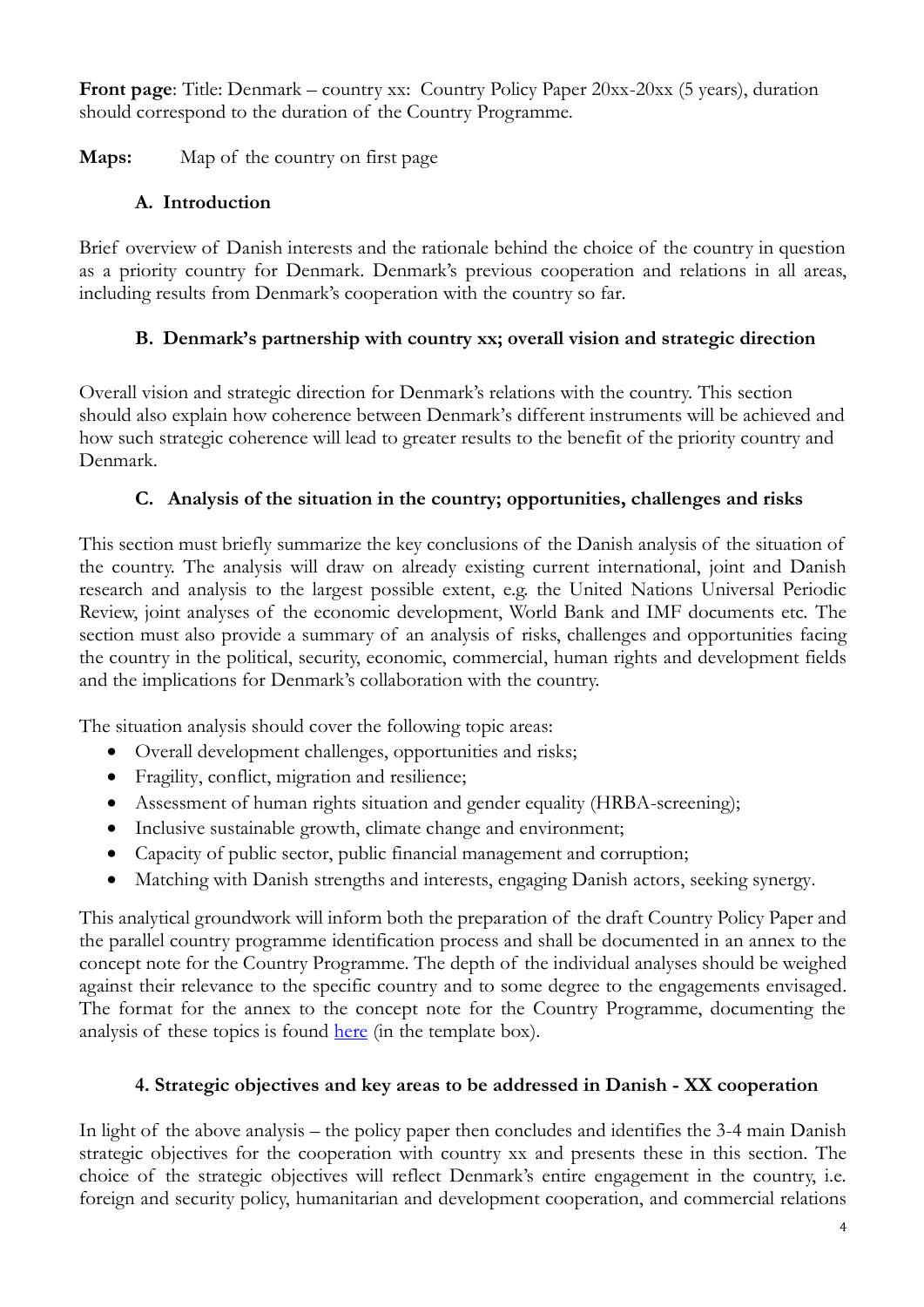**Front page**: Title: Denmark – country xx: Country Policy Paper 20xx-20xx (5 years), duration should correspond to the duration of the Country Programme.

**Maps:** Map of the country on first page

## A. Introduction

Brief overview of Danish interests and the rationale behind the choice of the country in question as a priority country for Denmark. Denmark's previous cooperation and relations in all areas, including results from Denmark's cooperation with the country so far.

## B. Denmark's partnership with country xx; overall vision and strategic direction

Overall vision and strategic direction for Denmark's relations with the country. This section should also explain how coherence between Denmark's different instruments will be achieved and how such strategic coherence will lead to greater results to the benefit of the priority country and Denmark.

## C. Analysis of the situation in the country; opportunities, challenges and risks

This section must briefly summarize the key conclusions of the Danish analysis of the situation of the country. The analysis will draw on already existing current international, joint and Danish research and analysis to the largest possible extent, e.g. the United Nations Universal Periodic Review, joint analyses of the economic development, World Bank and IMF documents etc. The section must also provide a summary of an analysis of risks, challenges and opportunities facing the country in the political, security, economic, commercial, human rights and development fields and the implications for Denmark's collaboration with the country.

The situation analysis should cover the following topic areas:

- Overall development challenges, opportunities and risks;
- Fragility, conflict, migration and resilience;
- Assessment of human rights situation and gender equality (HRBA-screening);
- Inclusive sustainable growth, climate change and environment;
- Capacity of public sector, public financial management and corruption;
- Matching with Danish strengths and interests, engaging Danish actors, seeking synergy.

This analytical groundwork will inform both the preparation of the draft Country Policy Paper and the parallel country programme identification process and shall be documented in an annex to the concept note for the Country Programme. The depth of the individual analyses should be weighed against their relevance to the specific country and to some degree to the engagements envisaged. The format for the annex to the concept note for the Country Programme, documenting the analysis of these topics is found here (in the template box).

## 4. Strategic objectives and key areas to be addressed in Danish - XX cooperation

In light of the above analysis – the policy paper then concludes and identifies the 3-4 main Danish strategic objectives for the cooperation with country xx and presents these in this section. The choice of the strategic objectives will reflect Denmark's entire engagement in the country, i.e. foreign and security policy, humanitarian and development cooperation, and commercial relations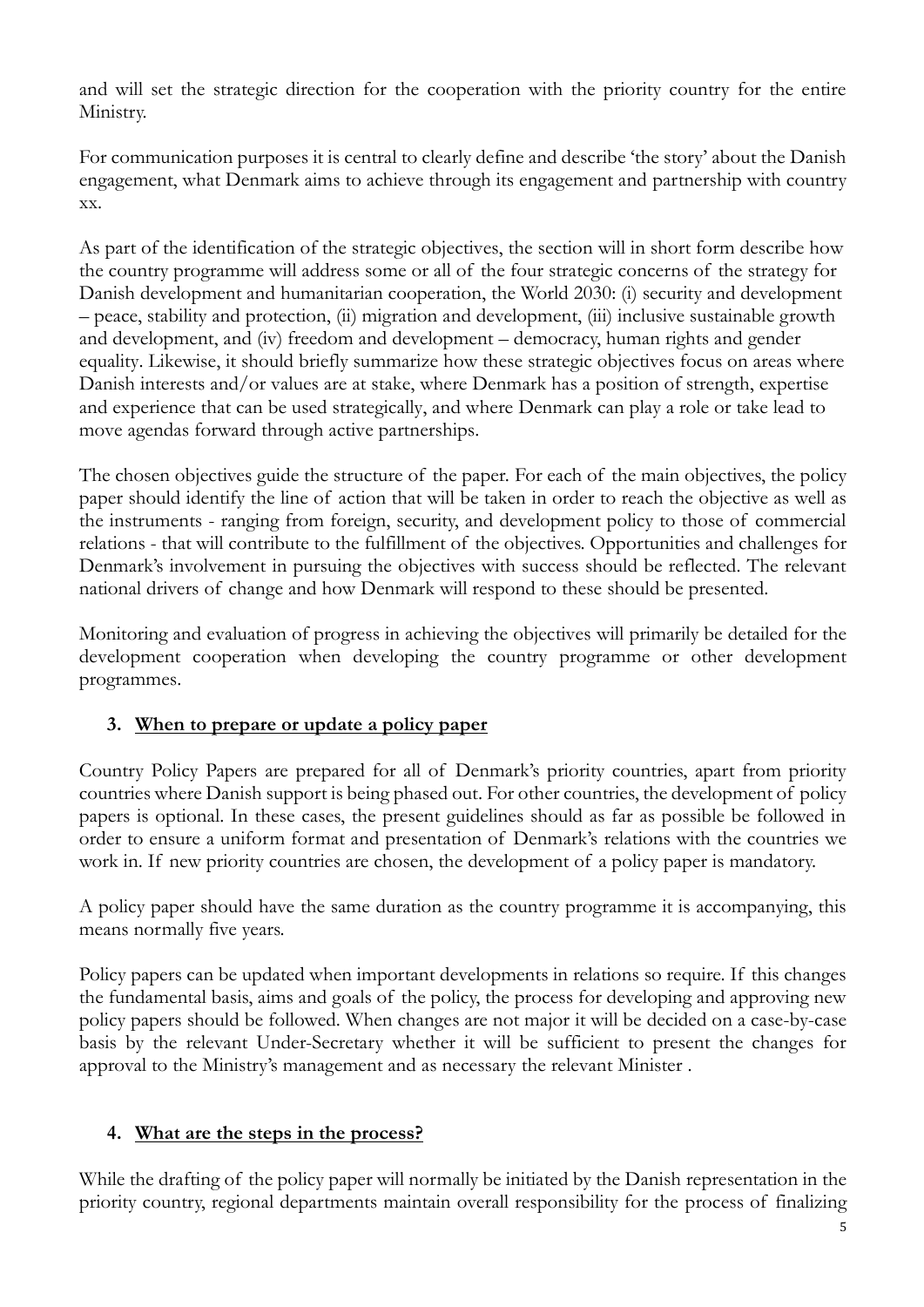and will set the strategic direction for the cooperation with the priority country for the entire Ministry.

For communication purposes it is central to clearly define and describe 'the story' about the Danish engagement, what Denmark aims to achieve through its engagement and partnership with country xx.

As part of the identification of the strategic objectives, the section will in short form describe how the country programme will address some or all of the four strategic concerns of the strategy for Danish development and humanitarian cooperation, the World 2030: (i) security and development – peace, stability and protection, (ii) migration and development, (iii) inclusive sustainable growth and development, and (iv) freedom and development – democracy, human rights and gender equality. Likewise, it should briefly summarize how these strategic objectives focus on areas where Danish interests and/or values are at stake, where Denmark has a position of strength, expertise and experience that can be used strategically, and where Denmark can play a role or take lead to move agendas forward through active partnerships.

The chosen objectives guide the structure of the paper. For each of the main objectives, the policy paper should identify the line of action that will be taken in order to reach the objective as well as the instruments - ranging from foreign, security, and development policy to those of commercial relations - that will contribute to the fulfillment of the objectives. Opportunities and challenges for Denmark's involvement in pursuing the objectives with success should be reflected. The relevant national drivers of change and how Denmark will respond to these should be presented.

Monitoring and evaluation of progress in achieving the objectives will primarily be detailed for the development cooperation when developing the country programme or other development programmes.

## 3. When to prepare or update a policy paper

Country Policy Papers are prepared for all of Denmark's priority countries, apart from priority countries where Danish support is being phased out. For other countries, the development of policy papers is optional. In these cases, the present guidelines should as far as possible be followed in order to ensure a uniform format and presentation of Denmark's relations with the countries we work in. If new priority countries are chosen, the development of a policy paper is mandatory.

A policy paper should have the same duration as the country programme it is accompanying, this means normally five years.

Policy papers can be updated when important developments in relations so require. If this changes the fundamental basis, aims and goals of the policy, the process for developing and approving new policy papers should be followed. When changes are not major it will be decided on a case-by-case basis by the relevant Under-Secretary whether it will be sufficient to present the changes for approval to the Ministry's management and as necessary the relevant Minister .

## 4. What are the steps in the process?

While the drafting of the policy paper will normally be initiated by the Danish representation in the priority country, regional departments maintain overall responsibility for the process of finalizing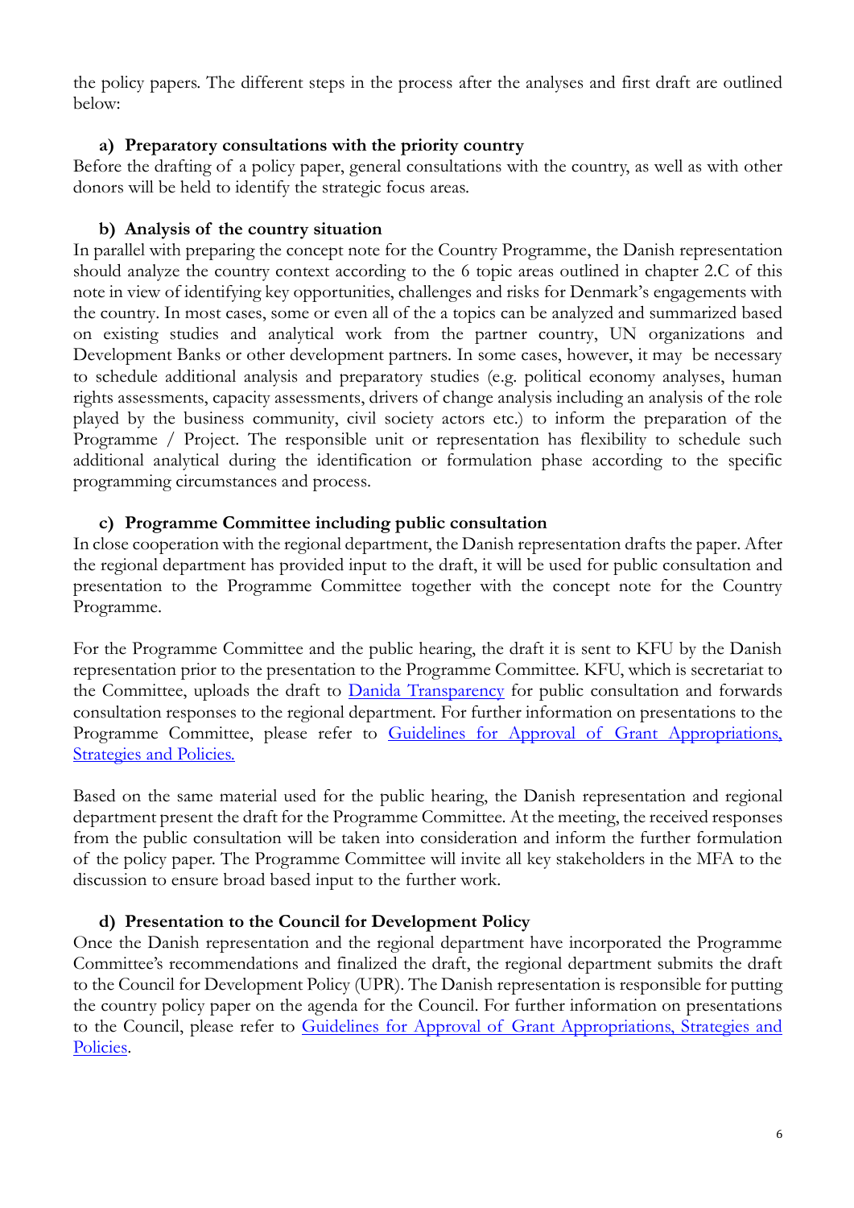the policy papers. The different steps in the process after the analyses and first draft are outlined below:

**a) Preparatory consultations with the priority country**

Before the drafting of a policy paper, general consultations with the country, as well as with other donors will be held to identify the strategic focus areas.

**b) Analysis of the country situation**

In parallel with preparing the concept note for the Country Programme, the Danish representation should analyze the country context according to the 6 topic areas outlined in chapter 2.C of this note in view of identifying key opportunities, challenges and risks for Denmark's engagements with the country. In most cases, some or even all of the a topics can be analyzed and summarized based on existing studies and analytical work from the partner country, UN organizations and Development Banks or other development partners. In some cases, however, it may be necessary to schedule additional analysis and preparatory studies (e.g. political economy analyses, human rights assessments, capacity assessments, drivers of change analysis including an analysis of the role played by the business community, civil society actors etc.) to inform the preparation of the Programme / Project. The responsible unit or representation has flexibility to schedule such additional analytical during the identification or formulation phase according to the specific programming circumstances and process.

**c) Programme Committee including public consultation**

In close cooperation with the regional department, the Danish representation drafts the paper. After the regional department has provided input to the draft, it will be used for public consultation and presentation to the Programme Committee together with the concept note for the Country Programme.

For the Programme Committee and the public hearing, the draft it is sent to KFU by the Danish representation prior to the presentation to the Programme Committee. KFU, which is secretariat to the Committee, uploads the draft to [Danida Transparency]() for public consultation and forwards consultation responses to the regional department. For further information on presentations to the Programme Committee, please refer to [Guidelines for Approval of Grant Appropriations, Strategies and Policies.]()

Based on the same material used for the public hearing, the Danish representation and regional department present the draft for the Programme Committee. At the meeting, the received responses from the public consultation will be taken into consideration and inform the further formulation of the policy paper. The Programme Committee will invite all key stakeholders in the MFA to the discussion to ensure broad based input to the further work.

**d) Presentation to the Council for Development Policy**

Once the Danish representation and the regional department have incorporated the Programme Committee's recommendations and finalized the draft, the regional department submits the draft to the Council for Development Policy (UPR). The Danish representation is responsible for putting the country policy paper on the agenda for the Council. For further information on presentations to the Council, please refer to [Guidelines for Approval of Grant Appropriations, Strategies and Policies]().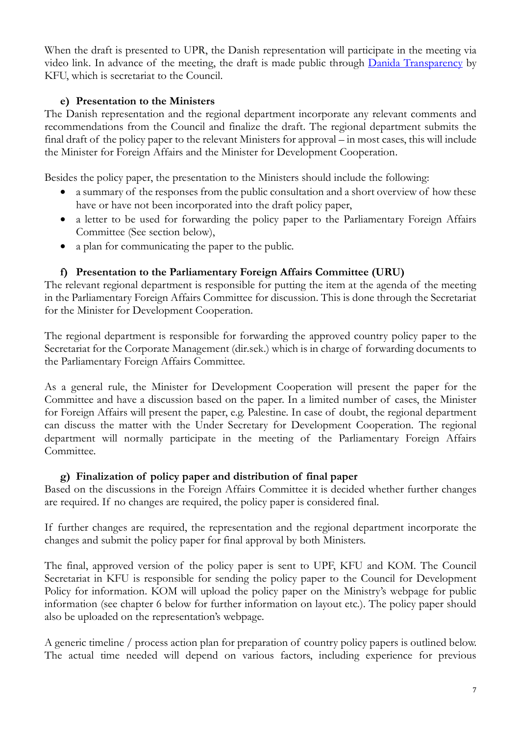When the draft is presented to UPR, the Danish representation will participate in the meeting via video link. In advance of the meeting, the draft is made public through [Danida Transparency](https://) by KFU, which is secretariat to the Council.

#### e) Presentation to the Ministers

The Danish representation and the regional department incorporate any relevant comments and recommendations from the Council and finalize the draft. The regional department submits the final draft of the policy paper to the relevant Ministers for approval – in most cases, this will include the Minister for Foreign Affairs and the Minister for Development Cooperation.

Besides the policy paper, the presentation to the Ministers should include the following:

- a summary of the responses from the public consultation and a short overview of how these have or have not been incorporated into the draft policy paper,
- a letter to be used for forwarding the policy paper to the Parliamentary Foreign Affairs Committee (See section below),
- a plan for communicating the paper to the public.

#### f) Presentation to the Parliamentary Foreign Affairs Committee (URU)

The relevant regional department is responsible for putting the item at the agenda of the meeting in the Parliamentary Foreign Affairs Committee for discussion. This is done through the Secretariat for the Minister for Development Cooperation.

The regional department is responsible for forwarding the approved country policy paper to the Secretariat for the Corporate Management (dir.sek.) which is in charge of forwarding documents to the Parliamentary Foreign Affairs Committee.

As a general rule, the Minister for Development Cooperation will present the paper for the Committee and have a discussion based on the paper. In a limited number of cases, the Minister for Foreign Affairs will present the paper, e.g. Palestine. In case of doubt, the regional department can discuss the matter with the Under Secretary for Development Cooperation. The regional department will normally participate in the meeting of the Parliamentary Foreign Affairs Committee.

#### g) Finalization of policy paper and distribution of final paper

Based on the discussions in the Foreign Affairs Committee it is decided whether further changes are required. If no changes are required, the policy paper is considered final.

If further changes are required, the representation and the regional department incorporate the changes and submit the policy paper for final approval by both Ministers.

The final, approved version of the policy paper is sent to UPF, KFU and KOM. The Council Secretariat in KFU is responsible for sending the policy paper to the Council for Development Policy for information. KOM will upload the policy paper on the Ministry's webpage for public information (see chapter 6 below for further information on layout etc.). The policy paper should also be uploaded on the representation's webpage.

A generic timeline / process action plan for preparation of country policy papers is outlined below. The actual time needed will depend on various factors, including experience for previous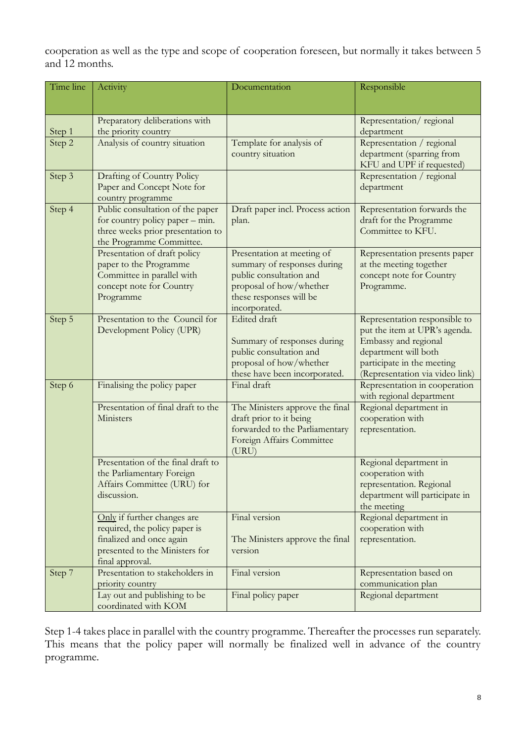cooperation as well as the type and scope of cooperation foreseen, but normally it takes between 5 and 12 months.

| Time line | Activity | Documentation | Responsible |
|---|---|---|---|
| Step 1 | Preparatory deliberations with the priority country | | Representation/ regional department |
| Step 2 | Analysis of country situation | Template for analysis of country situation | Representation / regional department (sparring from KFU and UPF if requested) |
| Step 3 | Drafting of Country Policy Paper and Concept Note for country programme | | Representation / regional department |
| Step 4 | Public consultation of the paper for country policy paper – min. three weeks prior presentation to the Programme Committee. | Draft paper incl. Process action plan. | Representation forwards the draft for the Programme Committee to KFU. |
| | Presentation of draft policy paper to the Programme Committee in parallel with concept note for Country Programme | Presentation at meeting of summary of responses during public consultation and proposal of how/whether these responses will be incorporated. | Representation presents paper at the meeting together concept note for Country Programme. |
| Step 5 | Presentation to the Council for Development Policy (UPR) | Edited draft<br><br>Summary of responses during public consultation and proposal of how/whether these have been incorporated. | Representation responsible to put the item at UPR's agenda. Embassy and regional department will both participate in the meeting (Representation via video link) |
| Step 6 | Finalising the policy paper | Final draft | Representation in cooperation with regional department |
| | Presentation of final draft to the Ministers | The Ministers approve the final draft prior to it being forwarded to the Parliamentary Foreign Affairs Committee (URU) | Regional department in cooperation with representation. |
| | Presentation of the final draft to the Parliamentary Foreign Affairs Committee (URU) for discussion. | | Regional department in cooperation with representation. Regional department will participate in the meeting |
| | Only if further changes are required, the policy paper is finalized and once again presented to the Ministers for final approval. | Final version<br><br>The Ministers approve the final version | Regional department in cooperation with representation. |
| Step 7 | Presentation to stakeholders in priority country | Final version | Representation based on communication plan |
| | Lay out and publishing to be coordinated with KOM | Final policy paper | Regional department |

Step 1-4 takes place in parallel with the country programme. Thereafter the processes run separately. This means that the policy paper will normally be finalized well in advance of the country programme.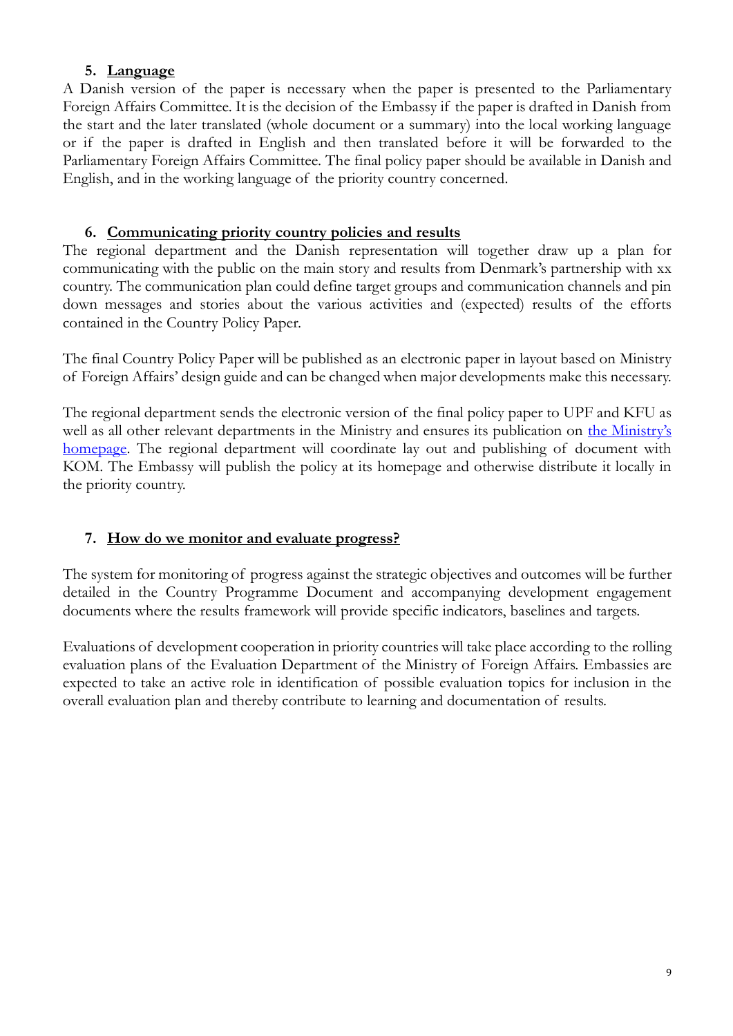## 5. Language

A Danish version of the paper is necessary when the paper is presented to the Parliamentary Foreign Affairs Committee. It is the decision of the Embassy if the paper is drafted in Danish from the start and the later translated (whole document or a summary) into the local working language or if the paper is drafted in English and then translated before it will be forwarded to the Parliamentary Foreign Affairs Committee. The final policy paper should be available in Danish and English, and in the working language of the priority country concerned.

## 6. Communicating priority country policies and results

The regional department and the Danish representation will together draw up a plan for communicating with the public on the main story and results from Denmark's partnership with xx country. The communication plan could define target groups and communication channels and pin down messages and stories about the various activities and (expected) results of the efforts contained in the Country Policy Paper.

The final Country Policy Paper will be published as an electronic paper in layout based on Ministry of Foreign Affairs' design guide and can be changed when major developments make this necessary.

The regional department sends the electronic version of the final policy paper to UPF and KFU as well as all other relevant departments in the Ministry and ensures its publication on the Ministry's homepage. The regional department will coordinate lay out and publishing of document with KOM. The Embassy will publish the policy at its homepage and otherwise distribute it locally in the priority country.

## 7. How do we monitor and evaluate progress?

The system for monitoring of progress against the strategic objectives and outcomes will be further detailed in the Country Programme Document and accompanying development engagement documents where the results framework will provide specific indicators, baselines and targets.

Evaluations of development cooperation in priority countries will take place according to the rolling evaluation plans of the Evaluation Department of the Ministry of Foreign Affairs. Embassies are expected to take an active role in identification of possible evaluation topics for inclusion in the overall evaluation plan and thereby contribute to learning and documentation of results.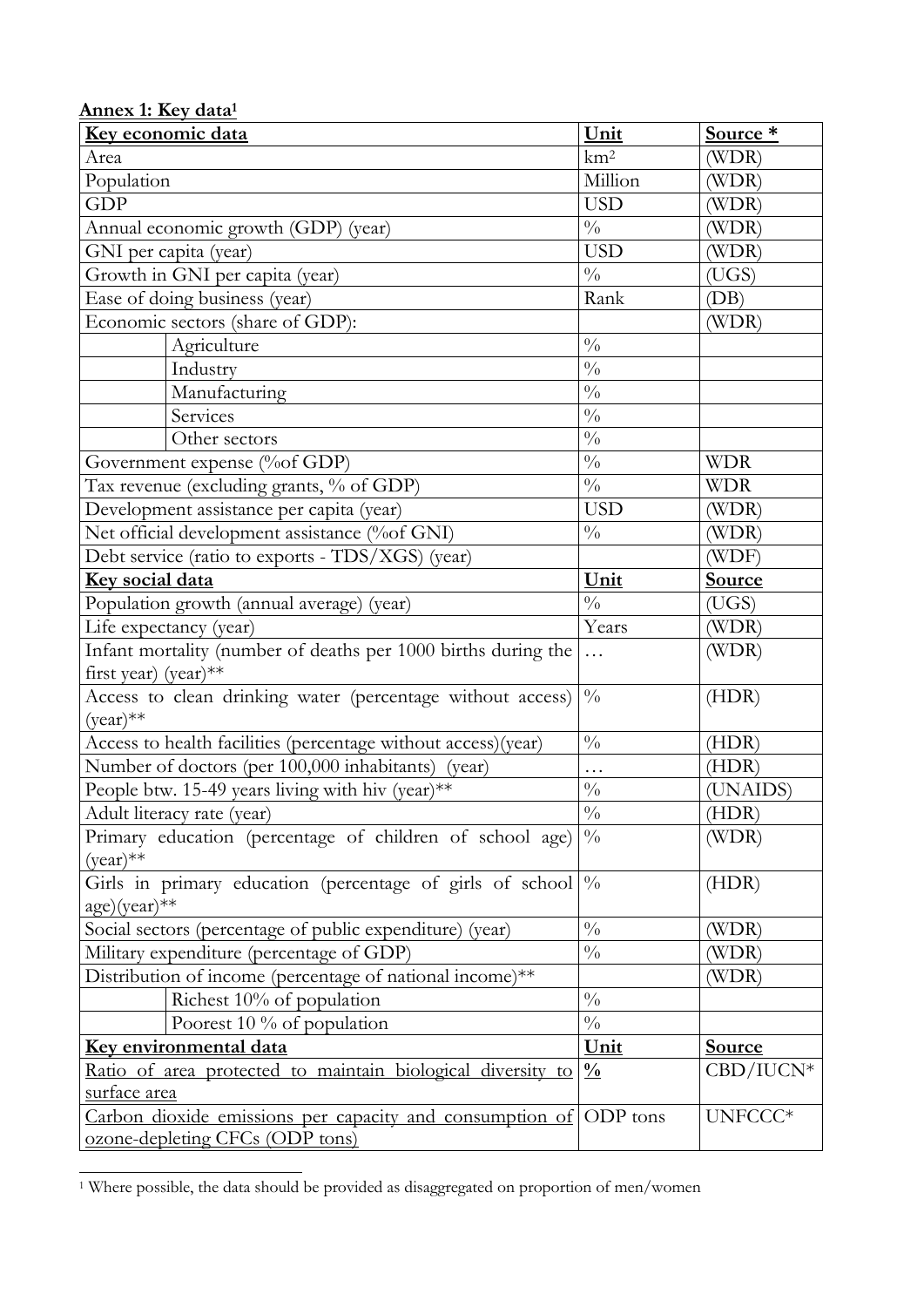**Annex 1: Key data**[1]

| Key economic data | | Unit | Source * |
|---|---|---|---|
| Area | | km² | (WDR) |
| Population | | Million | (WDR) |
| GDP | | USD | (WDR) |
| Annual economic growth (GDP) (year) | | % | (WDR) |
| GNI per capita (year) | | USD | (WDR) |
| Growth in GNI per capita (year) | | % | (UGS) |
| Ease of doing business (year) | | Rank | (DB) |
| Economic sectors (share of GDP): | | | (WDR) |
| | Agriculture | % | |
| | Industry | % | |
| | Manufacturing | % | |
| | Services | % | |
| | Other sectors | % | |
| Government expense (%of GDP) | | % | WDR |
| Tax revenue (excluding grants, % of GDP) | | % | WDR |
| Development assistance per capita (year) | | USD | (WDR) |
| Net official development assistance (%of GNI) | | % | (WDR) |
| Debt service (ratio to exports - TDS/XGS) (year) | | | (WDF) |
| **Key social data** | | **Unit** | **Source** |
| Population growth (annual average) (year) | | % | (UGS) |
| Life expectancy (year) | | Years | (WDR) |
| Infant mortality (number of deaths per 1000 births during the first year) (year)** | | … | (WDR) |
| Access to clean drinking water (percentage without access) (year)** | | % | (HDR) |
| Access to health facilities (percentage without access)(year) | | % | (HDR) |
| Number of doctors (per 100,000 inhabitants) (year) | | … | (HDR) |
| People btw. 15-49 years living with hiv (year)** | | % | (UNAIDS) |
| Adult literacy rate (year) | | % | (HDR) |
| Primary education (percentage of children of school age) (year)** | | % | (WDR) |
| Girls in primary education (percentage of girls of school age)(year)** | | % | (HDR) |
| Social sectors (percentage of public expenditure) (year) | | % | (WDR) |
| Military expenditure (percentage of GDP) | | % | (WDR) |
| Distribution of income (percentage of national income)** | | | (WDR) |
| | Richest 10% of population | % | |
| | Poorest 10 % of population | % | |
| **Key environmental data** | | **Unit** | **Source** |
| Ratio of area protected to maintain biological diversity to surface area | | % | CBD/IUCN* |
| Carbon dioxide emissions per capacity and consumption of ozone-depleting CFCs (ODP tons) | | ODP tons | UNFCCC* |

[1] Where possible, the data should be provided as disaggregated on proportion of men/women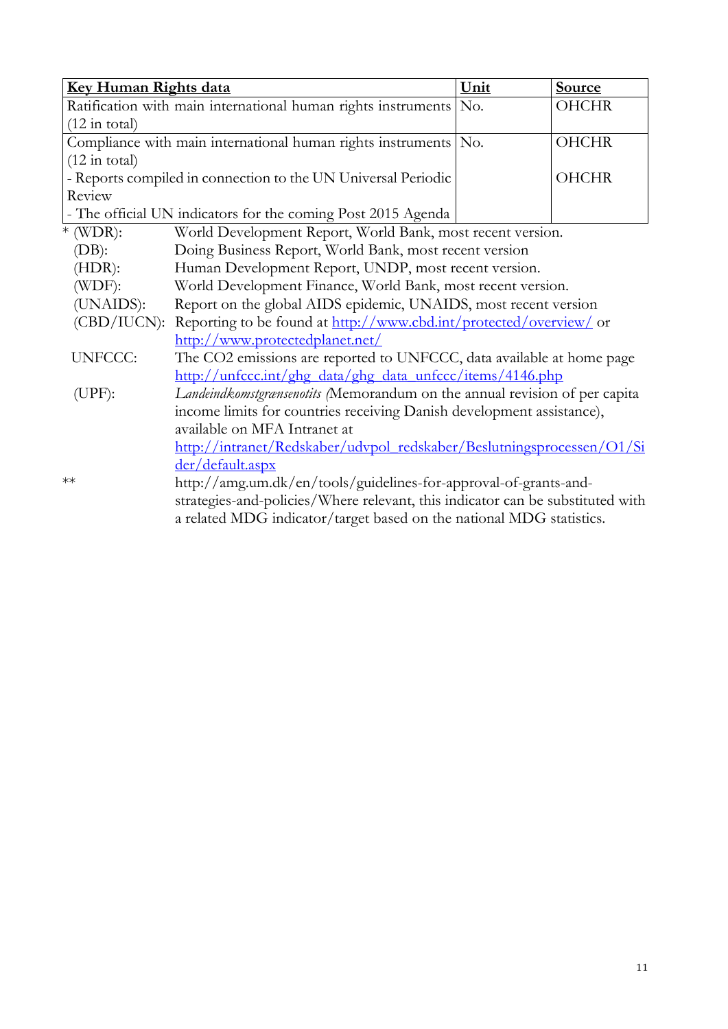| **Key Human Rights data** | **Unit** | **Source** |
|---|---|---|
| Ratification with main international human rights instruments (12 in total) | No. | OHCHR |
| Compliance with main international human rights instruments (12 in total) | No. | OHCHR |
| - Reports compiled in connection to the UN Universal Periodic Review<br>- The official UN indicators for the coming Post 2015 Agenda | | OHCHR |

\* (WDR): World Development Report, World Bank, most recent version.
(DB): Doing Business Report, World Bank, most recent version
(HDR): Human Development Report, UNDP, most recent version.
(WDF): World Development Finance, World Bank, most recent version.
(UNAIDS): Report on the global AIDS epidemic, UNAIDS, most recent version
(CBD/IUCN): Reporting to be found at http://www.cbd.int/protected/overview/ or http://www.protectedplanet.net/
UNFCCC: The CO2 emissions are reported to UNFCCC, data available at home page http://unfccc.int/ghg_data/ghg_data_unfccc/items/4146.php
(UPF): *Landeindkomstgrænsenotits* (Memorandum on the annual revision of per capita income limits for countries receiving Danish development assistance), available on MFA Intranet at http://intranet/Redskaber/udvpol_redskaber/Beslutningsprocessen/O1/Sider/default.aspx

\*\* http://amg.um.dk/en/tools/guidelines-for-approval-of-grants-and-strategies-and-policies/Where relevant, this indicator can be substituted with a related MDG indicator/target based on the national MDG statistics.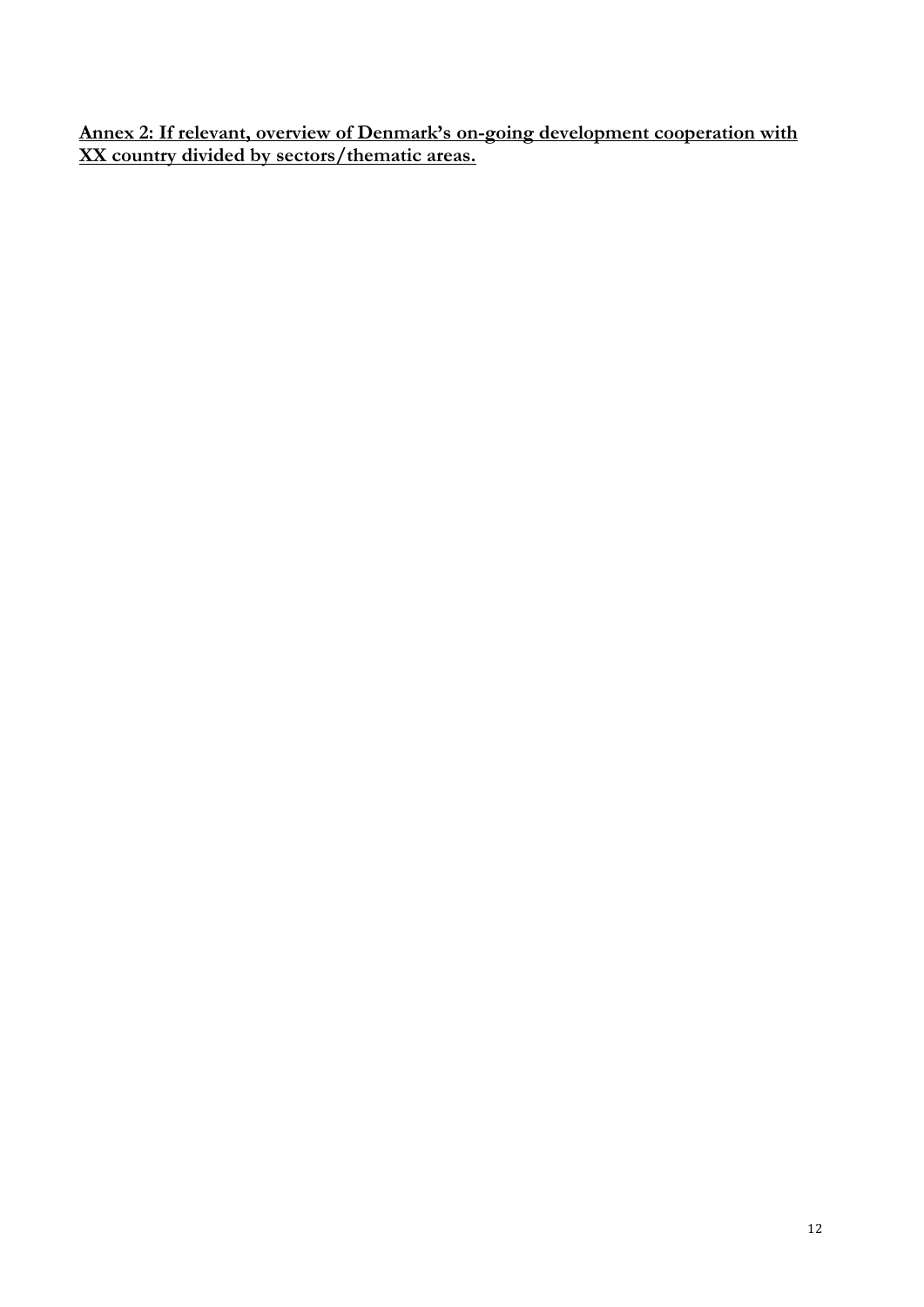**Annex 2: If relevant, overview of Denmark's on-going development cooperation with XX country divided by sectors/thematic areas.**